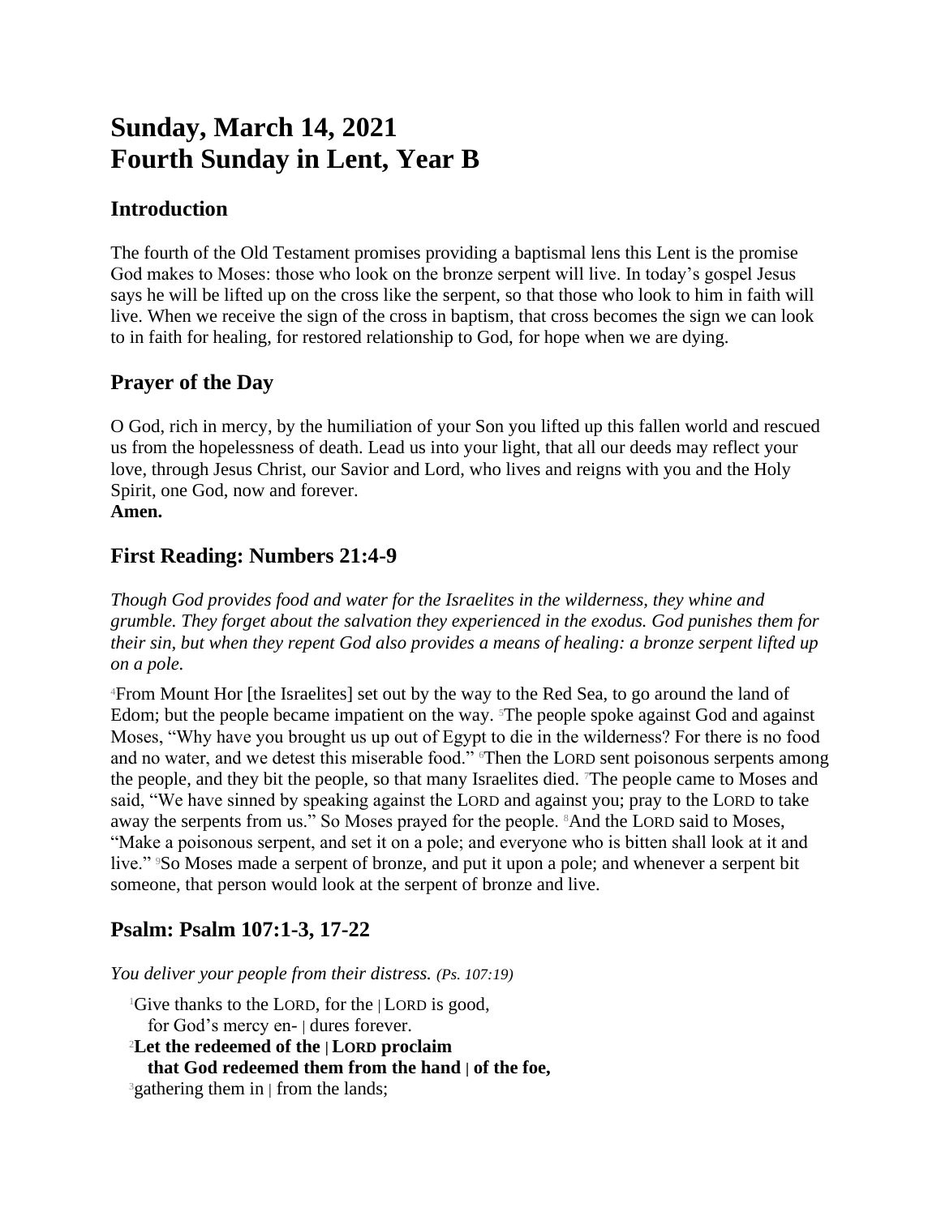# Sunday, March 14, 2021
# Fourth Sunday in Lent, Year B

## Introduction

The fourth of the Old Testament promises providing a baptismal lens this Lent is the promise God makes to Moses: those who look on the bronze serpent will live. In today's gospel Jesus says he will be lifted up on the cross like the serpent, so that those who look to him in faith will live. When we receive the sign of the cross in baptism, that cross becomes the sign we can look to in faith for healing, for restored relationship to God, for hope when we are dying.

## Prayer of the Day

O God, rich in mercy, by the humiliation of your Son you lifted up this fallen world and rescued us from the hopelessness of death. Lead us into your light, that all our deeds may reflect your love, through Jesus Christ, our Savior and Lord, who lives and reigns with you and the Holy Spirit, one God, now and forever.
**Amen.**

## First Reading: Numbers 21:4-9

*Though God provides food and water for the Israelites in the wilderness, they whine and grumble. They forget about the salvation they experienced in the exodus. God punishes them for their sin, but when they repent God also provides a means of healing: a bronze serpent lifted up on a pole.*

4From Mount Hor [the Israelites] set out by the way to the Red Sea, to go around the land of Edom; but the people became impatient on the way. 5The people spoke against God and against Moses, "Why have you brought us up out of Egypt to die in the wilderness? For there is no food and no water, and we detest this miserable food." 6Then the LORD sent poisonous serpents among the people, and they bit the people, so that many Israelites died. 7The people came to Moses and said, "We have sinned by speaking against the LORD and against you; pray to the LORD to take away the serpents from us." So Moses prayed for the people. 8And the LORD said to Moses, "Make a poisonous serpent, and set it on a pole; and everyone who is bitten shall look at it and live." 9So Moses made a serpent of bronze, and put it upon a pole; and whenever a serpent bit someone, that person would look at the serpent of bronze and live.

## Psalm: Psalm 107:1-3, 17-22

*You deliver your people from their distress. (Ps. 107:19)*

1Give thanks to the LORD, for the | LORD is good,
for God's mercy en- | dures forever.
2**Let the redeemed of the | LORD proclaim**
**that God redeemed them from the hand | of the foe,**
3gathering them in | from the lands;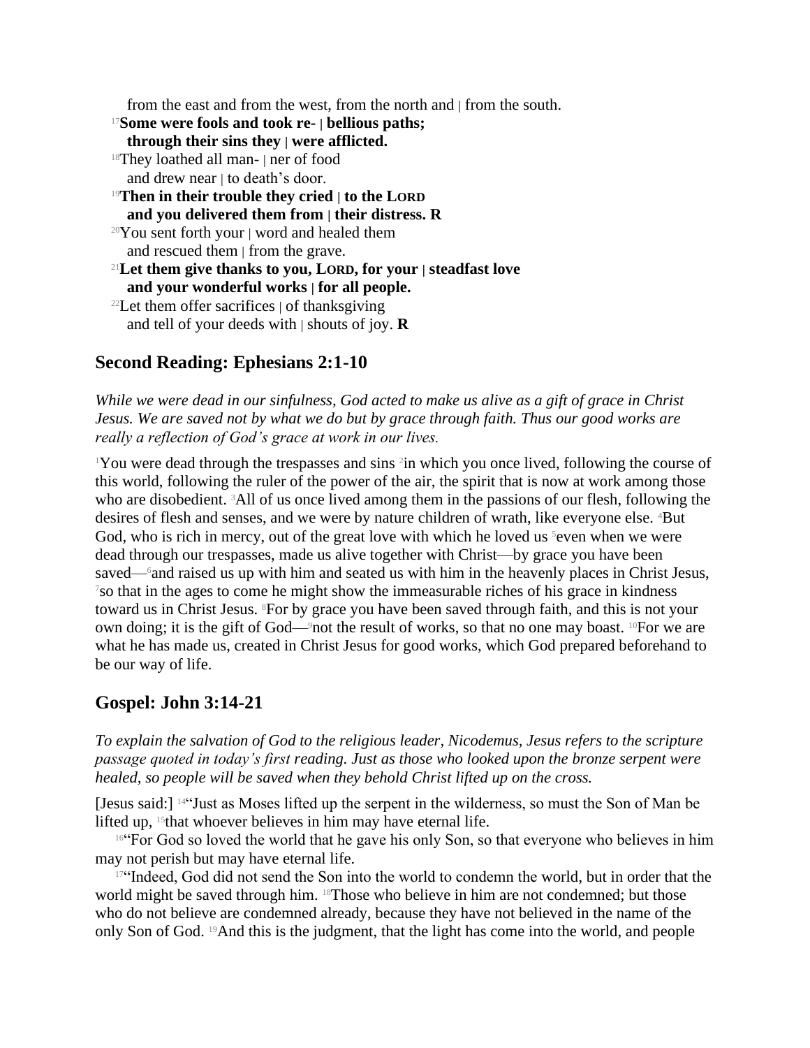from the east and from the west, from the north and | from the south.

[17]**Some were fools and took re- | bellious paths;**
**through their sins they | were afflicted.**

[18]They loathed all man- | ner of food
and drew near | to death's door.

[19]**Then in their trouble they cried | to the LORD**
**and you delivered them from | their distress. R**

[20]You sent forth your | word and healed them
and rescued them | from the grave.

[21]**Let them give thanks to you, LORD, for your | steadfast love**
**and your wonderful works | for all people.**

[22]Let them offer sacrifices | of thanksgiving
and tell of your deeds with | shouts of joy. **R**

## Second Reading: Ephesians 2:1-10

*While we were dead in our sinfulness, God acted to make us alive as a gift of grace in Christ Jesus. We are saved not by what we do but by grace through faith. Thus our good works are really a reflection of God's grace at work in our lives.*

[1]You were dead through the trespasses and sins [2]in which you once lived, following the course of this world, following the ruler of the power of the air, the spirit that is now at work among those who are disobedient. [3]All of us once lived among them in the passions of our flesh, following the desires of flesh and senses, and we were by nature children of wrath, like everyone else. [4]But God, who is rich in mercy, out of the great love with which he loved us [5]even when we were dead through our trespasses, made us alive together with Christ—by grace you have been saved—[6]and raised us up with him and seated us with him in the heavenly places in Christ Jesus, [7]so that in the ages to come he might show the immeasurable riches of his grace in kindness toward us in Christ Jesus. [8]For by grace you have been saved through faith, and this is not your own doing; it is the gift of God—[9]not the result of works, so that no one may boast. [10]For we are what he has made us, created in Christ Jesus for good works, which God prepared beforehand to be our way of life.

## Gospel: John 3:14-21

*To explain the salvation of God to the religious leader, Nicodemus, Jesus refers to the scripture passage quoted in today's first reading. Just as those who looked upon the bronze serpent were healed, so people will be saved when they behold Christ lifted up on the cross.*

[Jesus said:] [14]"Just as Moses lifted up the serpent in the wilderness, so must the Son of Man be lifted up, [15]that whoever believes in him may have eternal life.

[16]"For God so loved the world that he gave his only Son, so that everyone who believes in him may not perish but may have eternal life.

[17]"Indeed, God did not send the Son into the world to condemn the world, but in order that the world might be saved through him. [18]Those who believe in him are not condemned; but those who do not believe are condemned already, because they have not believed in the name of the only Son of God. [19]And this is the judgment, that the light has come into the world, and people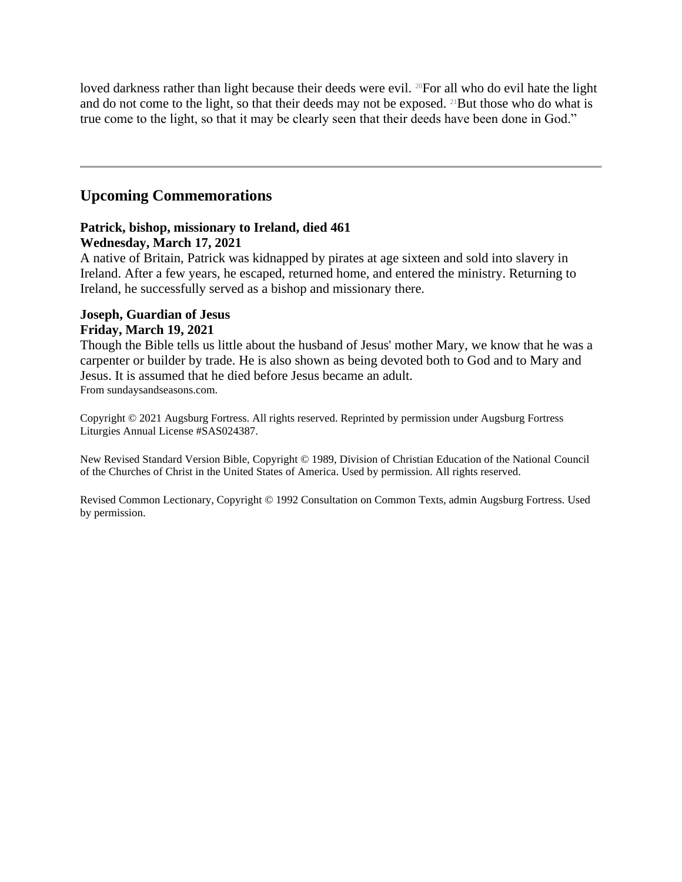loved darkness rather than light because their deeds were evil. [20]For all who do evil hate the light and do not come to the light, so that their deeds may not be exposed. [21]But those who do what is true come to the light, so that it may be clearly seen that their deeds have been done in God."

---

## Upcoming Commemorations

**Patrick, bishop, missionary to Ireland, died 461**
**Wednesday, March 17, 2021**
A native of Britain, Patrick was kidnapped by pirates at age sixteen and sold into slavery in Ireland. After a few years, he escaped, returned home, and entered the ministry. Returning to Ireland, he successfully served as a bishop and missionary there.

**Joseph, Guardian of Jesus**
**Friday, March 19, 2021**
Though the Bible tells us little about the husband of Jesus' mother Mary, we know that he was a carpenter or builder by trade. He is also shown as being devoted both to God and to Mary and Jesus. It is assumed that he died before Jesus became an adult.
From sundaysandseasons.com.

Copyright © 2021 Augsburg Fortress. All rights reserved. Reprinted by permission under Augsburg Fortress Liturgies Annual License #SAS024387.

New Revised Standard Version Bible, Copyright © 1989, Division of Christian Education of the National Council of the Churches of Christ in the United States of America. Used by permission. All rights reserved.

Revised Common Lectionary, Copyright © 1992 Consultation on Common Texts, admin Augsburg Fortress. Used by permission.